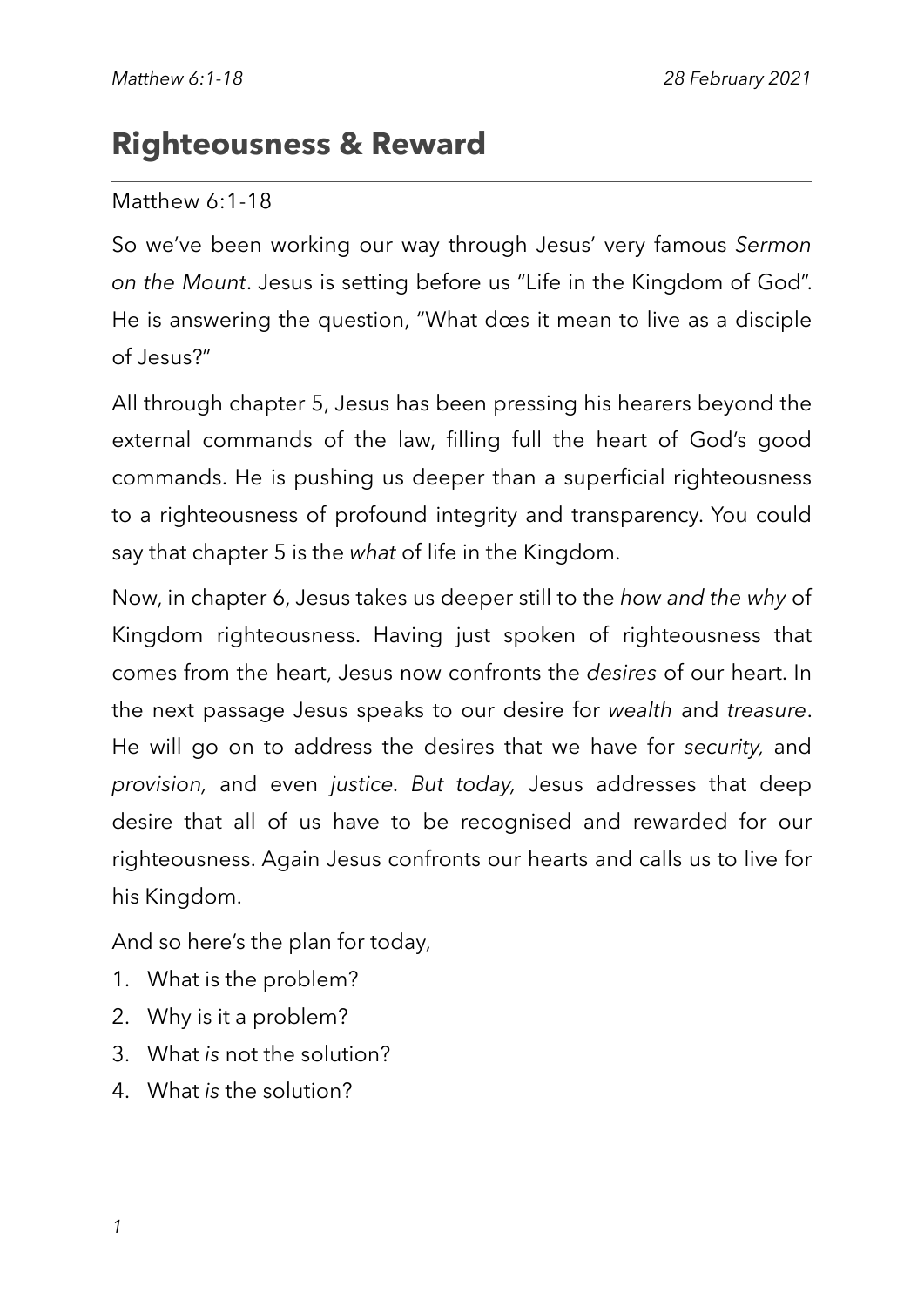# Righteousness & Reward

Matthew 6:1-18

So we've been working our way through Jesus' very famous *Sermon on the Mount*. Jesus is setting before us "Life in the Kingdom of God". He is answering the question, "What dœs it mean to live as a disciple of Jesus?"

All through chapter 5, Jesus has been pressing his hearers beyond the external commands of the law, filling full the heart of God's good commands. He is pushing us deeper than a superficial righteousness to a righteousness of profound integrity and transparency. You could say that chapter 5 is the *what* of life in the Kingdom.

Now, in chapter 6, Jesus takes us deeper still to the *how and the why* of Kingdom righteousness. Having just spoken of righteousness that comes from the heart, Jesus now confronts the *desires* of our heart. In the next passage Jesus speaks to our desire for *wealth* and *treasure*. He will go on to address the desires that we have for *security,* and *provision,* and even *justice*. *But today,* Jesus addresses that deep desire that all of us have to be recognised and rewarded for our righteousness. Again Jesus confronts our hearts and calls us to live for his Kingdom.

And so here's the plan for today,

1. What is the problem?
2. Why is it a problem?
3. What *is* not the solution?
4. What *is* the solution?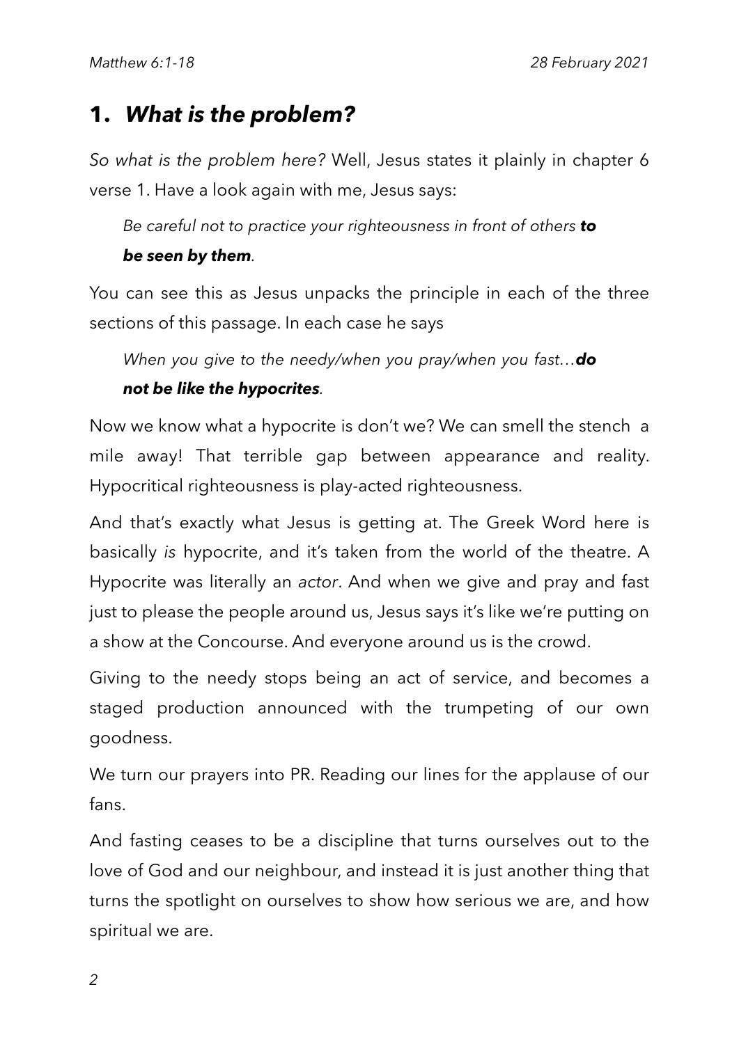## 1. *What is the problem?*

*So what is the problem here?* Well, Jesus states it plainly in chapter 6 verse 1. Have a look again with me, Jesus says:

> *Be careful not to practice your righteousness in front of others **to be seen by them**.*

You can see this as Jesus unpacks the principle in each of the three sections of this passage. In each case he says

> *When you give to the needy/when you pray/when you fast…**do not be like the hypocrites**.*

Now we know what a hypocrite is don't we? We can smell the stench a mile away! That terrible gap between appearance and reality. Hypocritical righteousness is play-acted righteousness.

And that's exactly what Jesus is getting at. The Greek Word here is basically *is* hypocrite, and it's taken from the world of the theatre. A Hypocrite was literally an *actor*. And when we give and pray and fast just to please the people around us, Jesus says it's like we're putting on a show at the Concourse. And everyone around us is the crowd.

Giving to the needy stops being an act of service, and becomes a staged production announced with the trumpeting of our own goodness.

We turn our prayers into PR. Reading our lines for the applause of our fans.

And fasting ceases to be a discipline that turns ourselves out to the love of God and our neighbour, and instead it is just another thing that turns the spotlight on ourselves to show how serious we are, and how spiritual we are.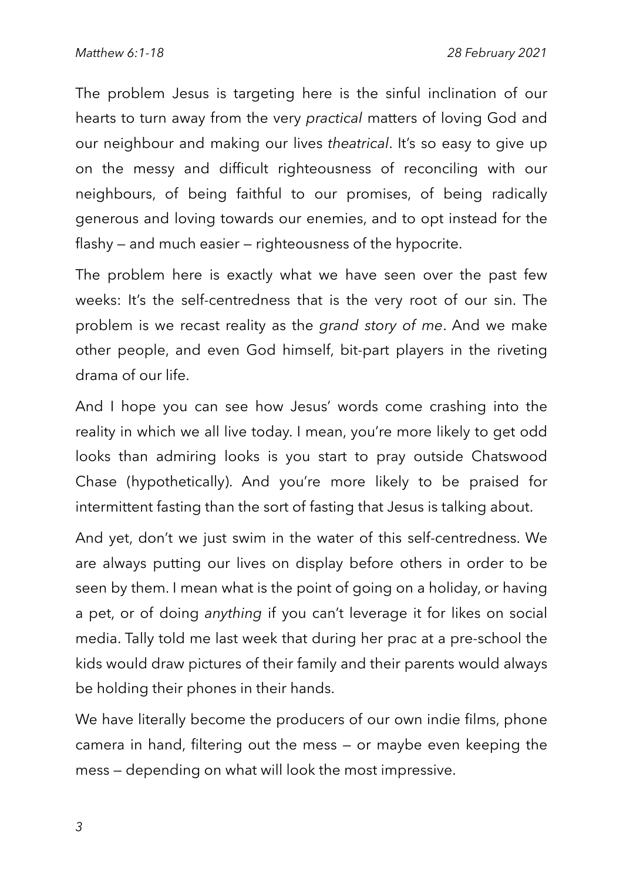The problem Jesus is targeting here is the sinful inclination of our hearts to turn away from the very *practical* matters of loving God and our neighbour and making our lives *theatrical*. It's so easy to give up on the messy and difficult righteousness of reconciling with our neighbours, of being faithful to our promises, of being radically generous and loving towards our enemies, and to opt instead for the flashy — and much easier — righteousness of the hypocrite.

The problem here is exactly what we have seen over the past few weeks: It's the self-centredness that is the very root of our sin. The problem is we recast reality as the *grand story of me*. And we make other people, and even God himself, bit-part players in the riveting drama of our life.

And I hope you can see how Jesus' words come crashing into the reality in which we all live today. I mean, you're more likely to get odd looks than admiring looks is you start to pray outside Chatswood Chase (hypothetically). And you're more likely to be praised for intermittent fasting than the sort of fasting that Jesus is talking about.

And yet, don't we just swim in the water of this self-centredness. We are always putting our lives on display before others in order to be seen by them. I mean what is the point of going on a holiday, or having a pet, or of doing *anything* if you can't leverage it for likes on social media. Tally told me last week that during her prac at a pre-school the kids would draw pictures of their family and their parents would always be holding their phones in their hands.

We have literally become the producers of our own indie films, phone camera in hand, filtering out the mess — or maybe even keeping the mess — depending on what will look the most impressive.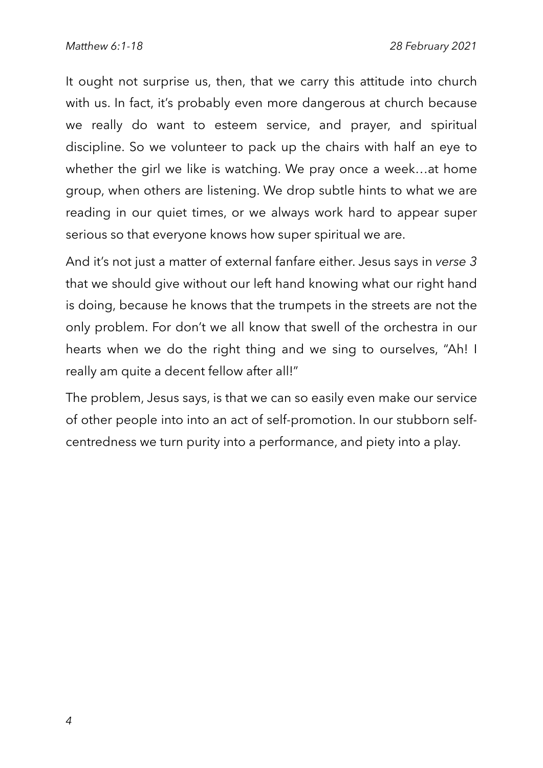It ought not surprise us, then, that we carry this attitude into church with us. In fact, it's probably even more dangerous at church because we really do want to esteem service, and prayer, and spiritual discipline. So we volunteer to pack up the chairs with half an eye to whether the girl we like is watching. We pray once a week…at home group, when others are listening. We drop subtle hints to what we are reading in our quiet times, or we always work hard to appear super serious so that everyone knows how super spiritual we are.

And it's not just a matter of external fanfare either. Jesus says in *verse 3* that we should give without our left hand knowing what our right hand is doing, because he knows that the trumpets in the streets are not the only problem. For don't we all know that swell of the orchestra in our hearts when we do the right thing and we sing to ourselves, "Ah! I really am quite a decent fellow after all!"

The problem, Jesus says, is that we can so easily even make our service of other people into into an act of self-promotion. In our stubborn self-centredness we turn purity into a performance, and piety into a play.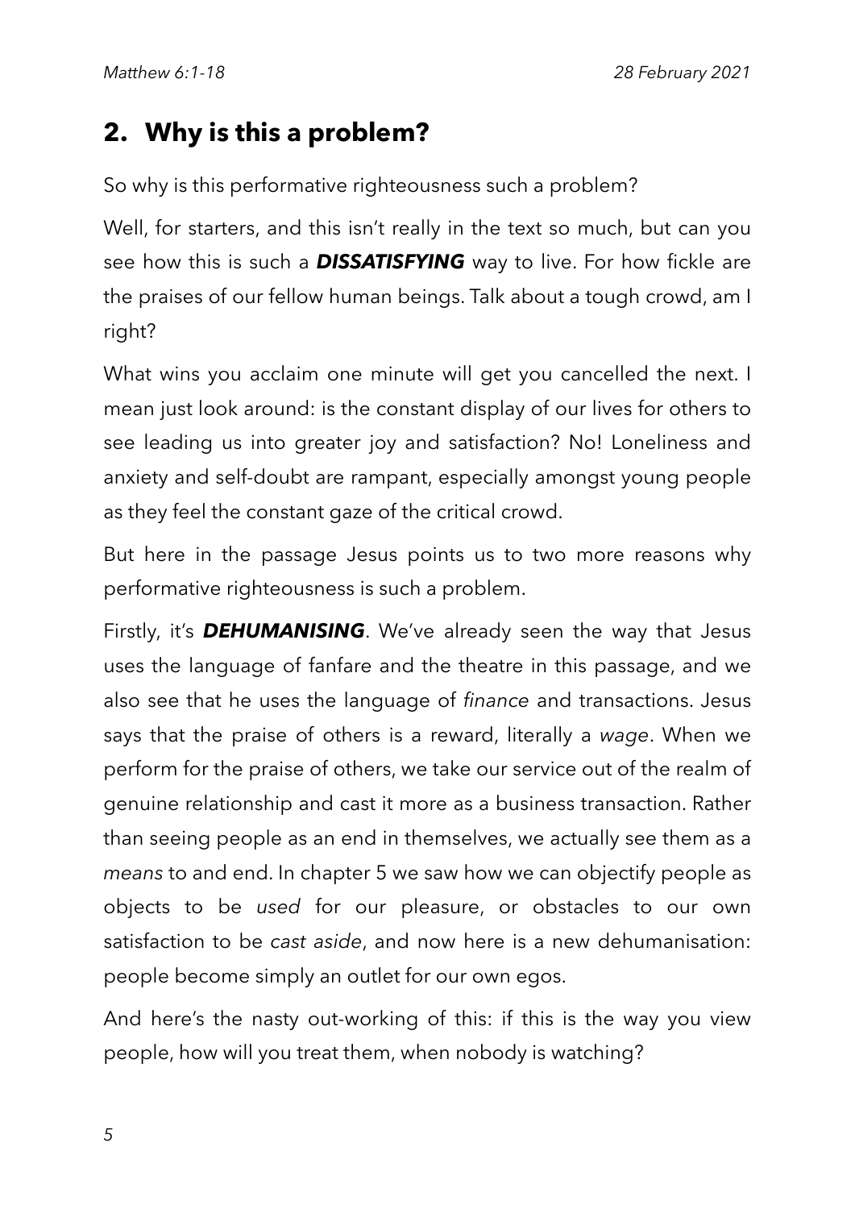## 2. Why is this a problem?

So why is this performative righteousness such a problem?

Well, for starters, and this isn't really in the text so much, but can you see how this is such a ***DISSATISFYING*** way to live. For how fickle are the praises of our fellow human beings. Talk about a tough crowd, am I right?

What wins you acclaim one minute will get you cancelled the next. I mean just look around: is the constant display of our lives for others to see leading us into greater joy and satisfaction? No! Loneliness and anxiety and self-doubt are rampant, especially amongst young people as they feel the constant gaze of the critical crowd.

But here in the passage Jesus points us to two more reasons why performative righteousness is such a problem.

Firstly, it's ***DEHUMANISING***. We've already seen the way that Jesus uses the language of fanfare and the theatre in this passage, and we also see that he uses the language of *finance* and transactions. Jesus says that the praise of others is a reward, literally a *wage*. When we perform for the praise of others, we take our service out of the realm of genuine relationship and cast it more as a business transaction. Rather than seeing people as an end in themselves, we actually see them as a *means* to and end. In chapter 5 we saw how we can objectify people as objects to be *used* for our pleasure, or obstacles to our own satisfaction to be *cast aside*, and now here is a new dehumanisation: people become simply an outlet for our own egos.

And here's the nasty out-working of this: if this is the way you view people, how will you treat them, when nobody is watching?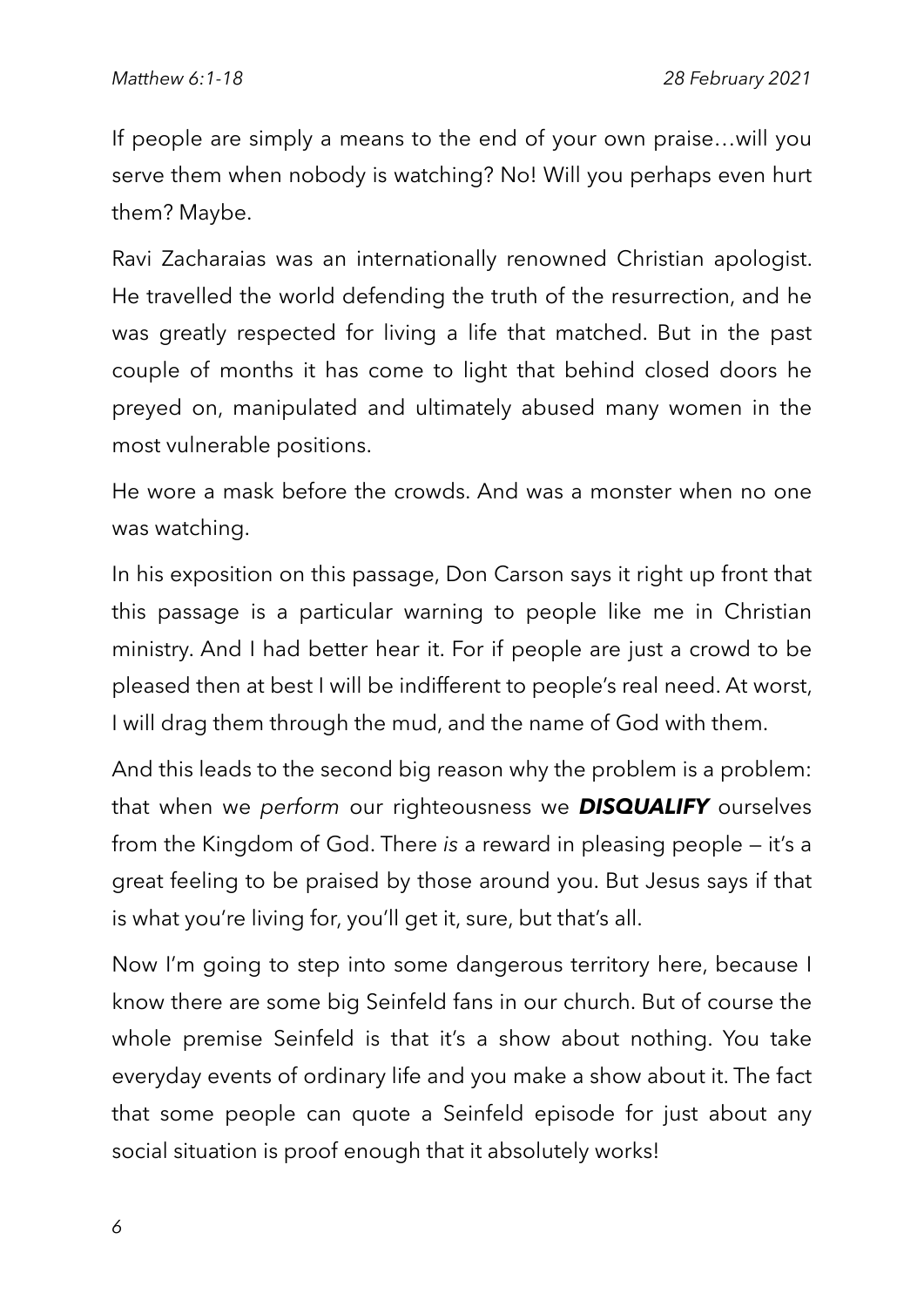If people are simply a means to the end of your own praise…will you serve them when nobody is watching? No! Will you perhaps even hurt them? Maybe.

Ravi Zacharaias was an internationally renowned Christian apologist. He travelled the world defending the truth of the resurrection, and he was greatly respected for living a life that matched. But in the past couple of months it has come to light that behind closed doors he preyed on, manipulated and ultimately abused many women in the most vulnerable positions.

He wore a mask before the crowds. And was a monster when no one was watching.

In his exposition on this passage, Don Carson says it right up front that this passage is a particular warning to people like me in Christian ministry. And I had better hear it. For if people are just a crowd to be pleased then at best I will be indifferent to people's real need. At worst, I will drag them through the mud, and the name of God with them.

And this leads to the second big reason why the problem is a problem: that when we *perform* our righteousness we ***DISQUALIFY*** ourselves from the Kingdom of God. There *is* a reward in pleasing people — it's a great feeling to be praised by those around you. But Jesus says if that is what you're living for, you'll get it, sure, but that's all.

Now I'm going to step into some dangerous territory here, because I know there are some big Seinfeld fans in our church. But of course the whole premise Seinfeld is that it's a show about nothing. You take everyday events of ordinary life and you make a show about it. The fact that some people can quote a Seinfeld episode for just about any social situation is proof enough that it absolutely works!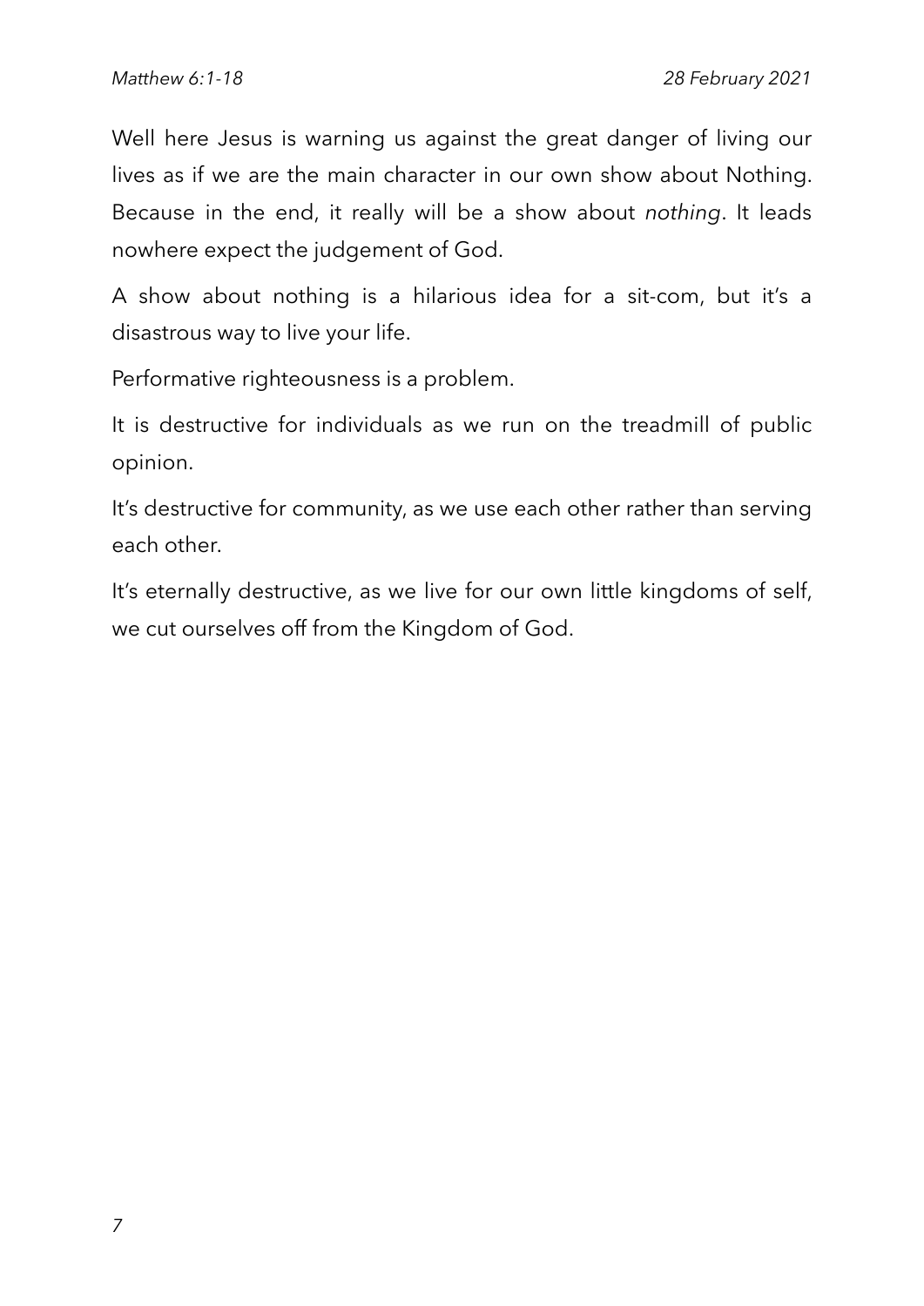Well here Jesus is warning us against the great danger of living our lives as if we are the main character in our own show about Nothing. Because in the end, it really will be a show about *nothing*. It leads nowhere expect the judgement of God.

A show about nothing is a hilarious idea for a sit-com, but it's a disastrous way to live your life.

Performative righteousness is a problem.

It is destructive for individuals as we run on the treadmill of public opinion.

It's destructive for community, as we use each other rather than serving each other.

It's eternally destructive, as we live for our own little kingdoms of self, we cut ourselves off from the Kingdom of God.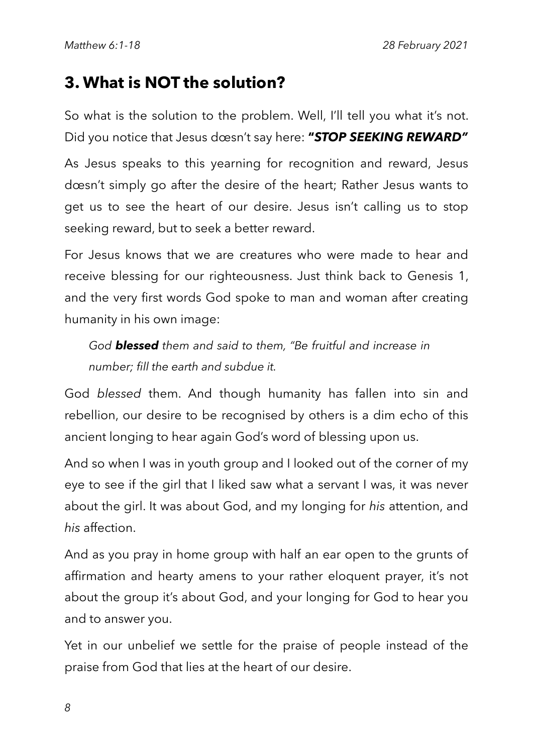## 3. What is NOT the solution?

So what is the solution to the problem. Well, I'll tell you what it's not. Did you notice that Jesus dœsn't say here: ***"STOP SEEKING REWARD"***

As Jesus speaks to this yearning for recognition and reward, Jesus dœsn't simply go after the desire of the heart; Rather Jesus wants to get us to see the heart of our desire. Jesus isn't calling us to stop seeking reward, but to seek a better reward.

For Jesus knows that we are creatures who were made to hear and receive blessing for our righteousness. Just think back to Genesis 1, and the very first words God spoke to man and woman after creating humanity in his own image:

> *God **blessed** them and said to them, "Be fruitful and increase in number; fill the earth and subdue it.*

God *blessed* them. And though humanity has fallen into sin and rebellion, our desire to be recognised by others is a dim echo of this ancient longing to hear again God's word of blessing upon us.

And so when I was in youth group and I looked out of the corner of my eye to see if the girl that I liked saw what a servant I was, it was never about the girl. It was about God, and my longing for *his* attention, and *his* affection.

And as you pray in home group with half an ear open to the grunts of affirmation and hearty amens to your rather eloquent prayer, it's not about the group it's about God, and your longing for God to hear you and to answer you.

Yet in our unbelief we settle for the praise of people instead of the praise from God that lies at the heart of our desire.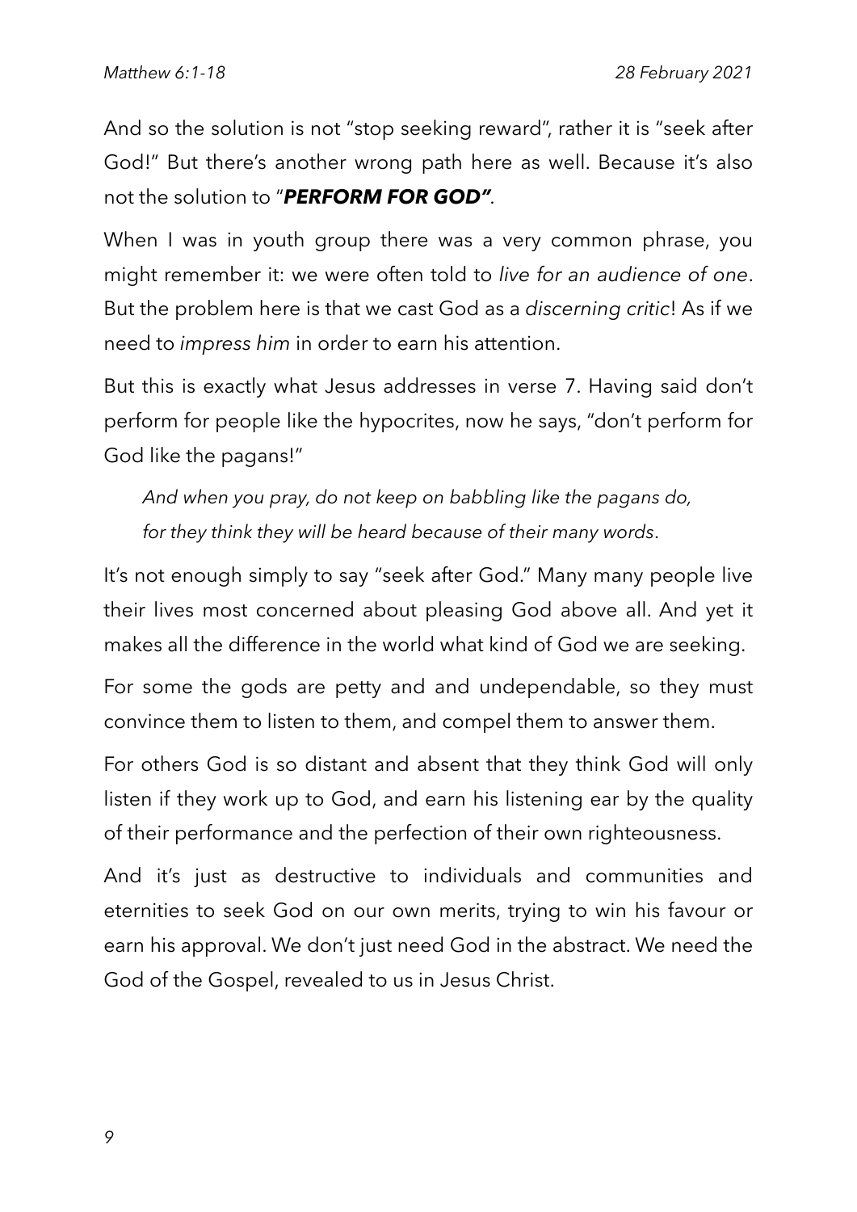And so the solution is not "stop seeking reward", rather it is "seek after God!" But there's another wrong path here as well. Because it's also not the solution to "***PERFORM FOR GOD"***.

When I was in youth group there was a very common phrase, you might remember it: we were often told to *live for an audience of one*. But the problem here is that we cast God as a *discerning critic*! As if we need to *impress him* in order to earn his attention.

But this is exactly what Jesus addresses in verse 7. Having said don't perform for people like the hypocrites, now he says, "don't perform for God like the pagans!"

> *And when you pray, do not keep on babbling like the pagans do,*
> *for they think they will be heard because of their many words*.

It's not enough simply to say "seek after God." Many many people live their lives most concerned about pleasing God above all. And yet it makes all the difference in the world what kind of God we are seeking.

For some the gods are petty and and undependable, so they must convince them to listen to them, and compel them to answer them.

For others God is so distant and absent that they think God will only listen if they work up to God, and earn his listening ear by the quality of their performance and the perfection of their own righteousness.

And it's just as destructive to individuals and communities and eternities to seek God on our own merits, trying to win his favour or earn his approval. We don't just need God in the abstract. We need the God of the Gospel, revealed to us in Jesus Christ.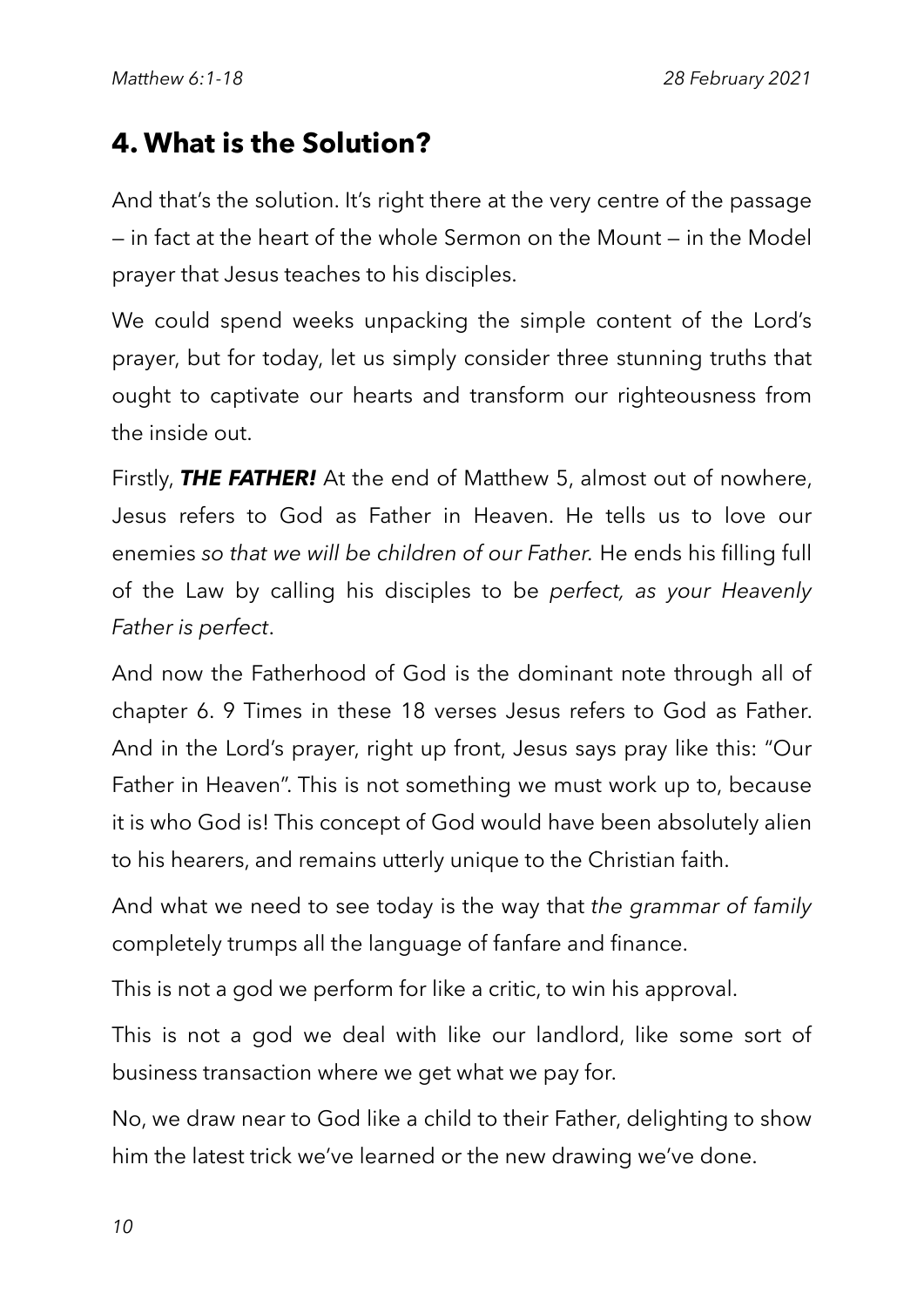## 4. What is the Solution?

And that's the solution. It's right there at the very centre of the passage — in fact at the heart of the whole Sermon on the Mount — in the Model prayer that Jesus teaches to his disciples.

We could spend weeks unpacking the simple content of the Lord's prayer, but for today, let us simply consider three stunning truths that ought to captivate our hearts and transform our righteousness from the inside out.

Firstly, ***THE FATHER!*** At the end of Matthew 5, almost out of nowhere, Jesus refers to God as Father in Heaven. He tells us to love our enemies *so that we will be children of our Father.* He ends his filling full of the Law by calling his disciples to be *perfect, as your Heavenly Father is perfect*.

And now the Fatherhood of God is the dominant note through all of chapter 6. 9 Times in these 18 verses Jesus refers to God as Father. And in the Lord's prayer, right up front, Jesus says pray like this: "Our Father in Heaven". This is not something we must work up to, because it is who God is! This concept of God would have been absolutely alien to his hearers, and remains utterly unique to the Christian faith.

And what we need to see today is the way that *the grammar of family* completely trumps all the language of fanfare and finance.

This is not a god we perform for like a critic, to win his approval.

This is not a god we deal with like our landlord, like some sort of business transaction where we get what we pay for.

No, we draw near to God like a child to their Father, delighting to show him the latest trick we've learned or the new drawing we've done.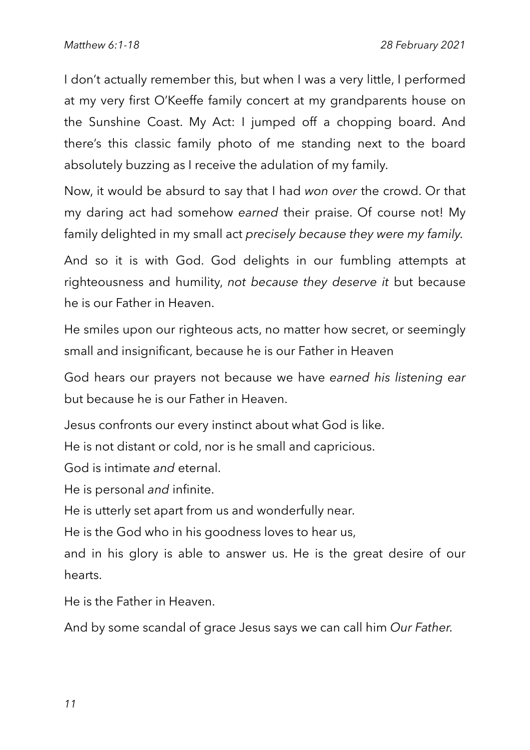I don't actually remember this, but when I was a very little, I performed at my very first O'Keeffe family concert at my grandparents house on the Sunshine Coast. My Act: I jumped off a chopping board. And there's this classic family photo of me standing next to the board absolutely buzzing as I receive the adulation of my family.

Now, it would be absurd to say that I had *won over* the crowd. Or that my daring act had somehow *earned* their praise. Of course not! My family delighted in my small act *precisely because they were my family*.

And so it is with God. God delights in our fumbling attempts at righteousness and humility, *not because they deserve it* but because he is our Father in Heaven.

He smiles upon our righteous acts, no matter how secret, or seemingly small and insignificant, because he is our Father in Heaven

God hears our prayers not because we have *earned his listening ear* but because he is our Father in Heaven.

Jesus confronts our every instinct about what God is like.

He is not distant or cold, nor is he small and capricious.

God is intimate *and* eternal.

He is personal *and* infinite.

He is utterly set apart from us and wonderfully near.

He is the God who in his goodness loves to hear us,

and in his glory is able to answer us. He is the great desire of our hearts.

He is the Father in Heaven.

And by some scandal of grace Jesus says we can call him *Our Father*.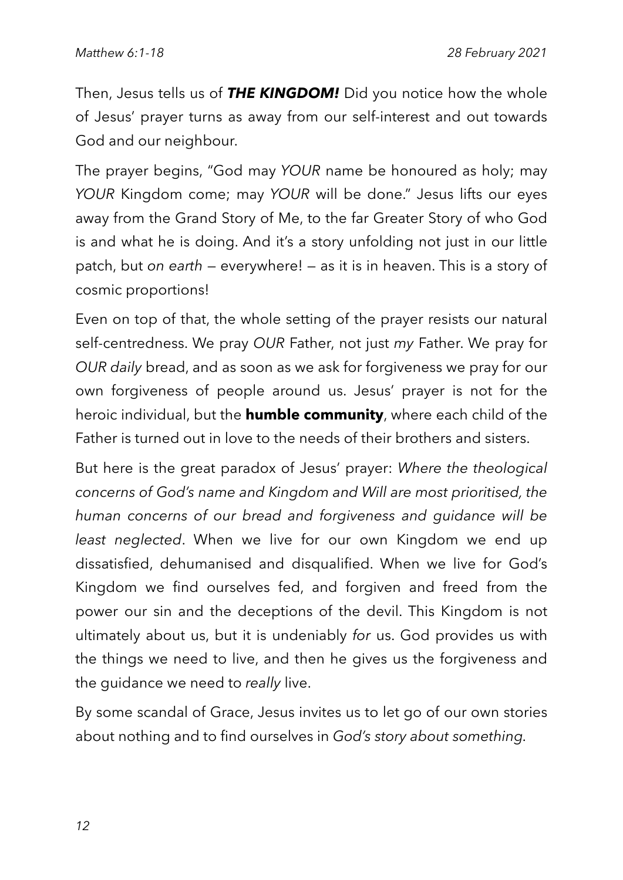Then, Jesus tells us of ***THE KINGDOM!*** Did you notice how the whole of Jesus' prayer turns as away from our self-interest and out towards God and our neighbour.

The prayer begins, "God may *YOUR* name be honoured as holy; may *YOUR* Kingdom come; may *YOUR* will be done." Jesus lifts our eyes away from the Grand Story of Me, to the far Greater Story of who God is and what he is doing. And it's a story unfolding not just in our little patch, but *on earth* — everywhere! — as it is in heaven. This is a story of cosmic proportions!

Even on top of that, the whole setting of the prayer resists our natural self-centredness. We pray *OUR* Father, not just *my* Father. We pray for *OUR daily* bread, and as soon as we ask for forgiveness we pray for our own forgiveness of people around us. Jesus' prayer is not for the heroic individual, but the **humble community**, where each child of the Father is turned out in love to the needs of their brothers and sisters.

But here is the great paradox of Jesus' prayer: *Where the theological concerns of God's name and Kingdom and Will are most prioritised, the human concerns of our bread and forgiveness and guidance will be least neglected*. When we live for our own Kingdom we end up dissatisfied, dehumanised and disqualified. When we live for God's Kingdom we find ourselves fed, and forgiven and freed from the power our sin and the deceptions of the devil. This Kingdom is not ultimately about us, but it is undeniably *for* us. God provides us with the things we need to live, and then he gives us the forgiveness and the guidance we need to *really* live.

By some scandal of Grace, Jesus invites us to let go of our own stories about nothing and to find ourselves in *God's story about something.*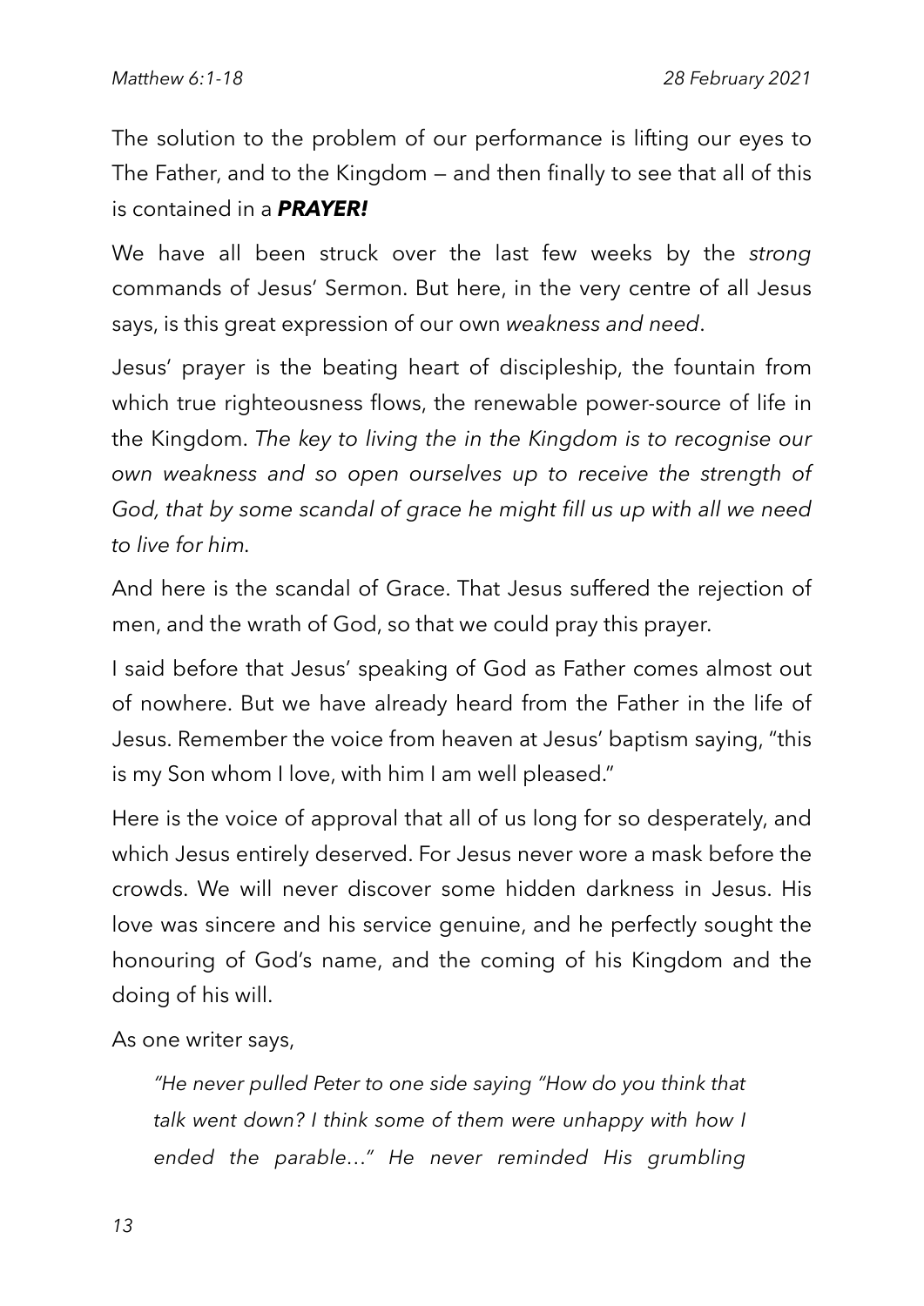The solution to the problem of our performance is lifting our eyes to The Father, and to the Kingdom — and then finally to see that all of this is contained in a ***PRAYER!***

We have all been struck over the last few weeks by the *strong* commands of Jesus' Sermon. But here, in the very centre of all Jesus says, is this great expression of our own *weakness and need*.

Jesus' prayer is the beating heart of discipleship, the fountain from which true righteousness flows, the renewable power-source of life in the Kingdom. *The key to living the in the Kingdom is to recognise our own weakness and so open ourselves up to receive the strength of God, that by some scandal of grace he might fill us up with all we need to live for him*.

And here is the scandal of Grace. That Jesus suffered the rejection of men, and the wrath of God, so that we could pray this prayer.

I said before that Jesus' speaking of God as Father comes almost out of nowhere. But we have already heard from the Father in the life of Jesus. Remember the voice from heaven at Jesus' baptism saying, "this is my Son whom I love, with him I am well pleased."

Here is the voice of approval that all of us long for so desperately, and which Jesus entirely deserved. For Jesus never wore a mask before the crowds. We will never discover some hidden darkness in Jesus. His love was sincere and his service genuine, and he perfectly sought the honouring of God's name, and the coming of his Kingdom and the doing of his will.

As one writer says,

> *"He never pulled Peter to one side saying "How do you think that talk went down? I think some of them were unhappy with how I ended the parable…" He never reminded His grumbling*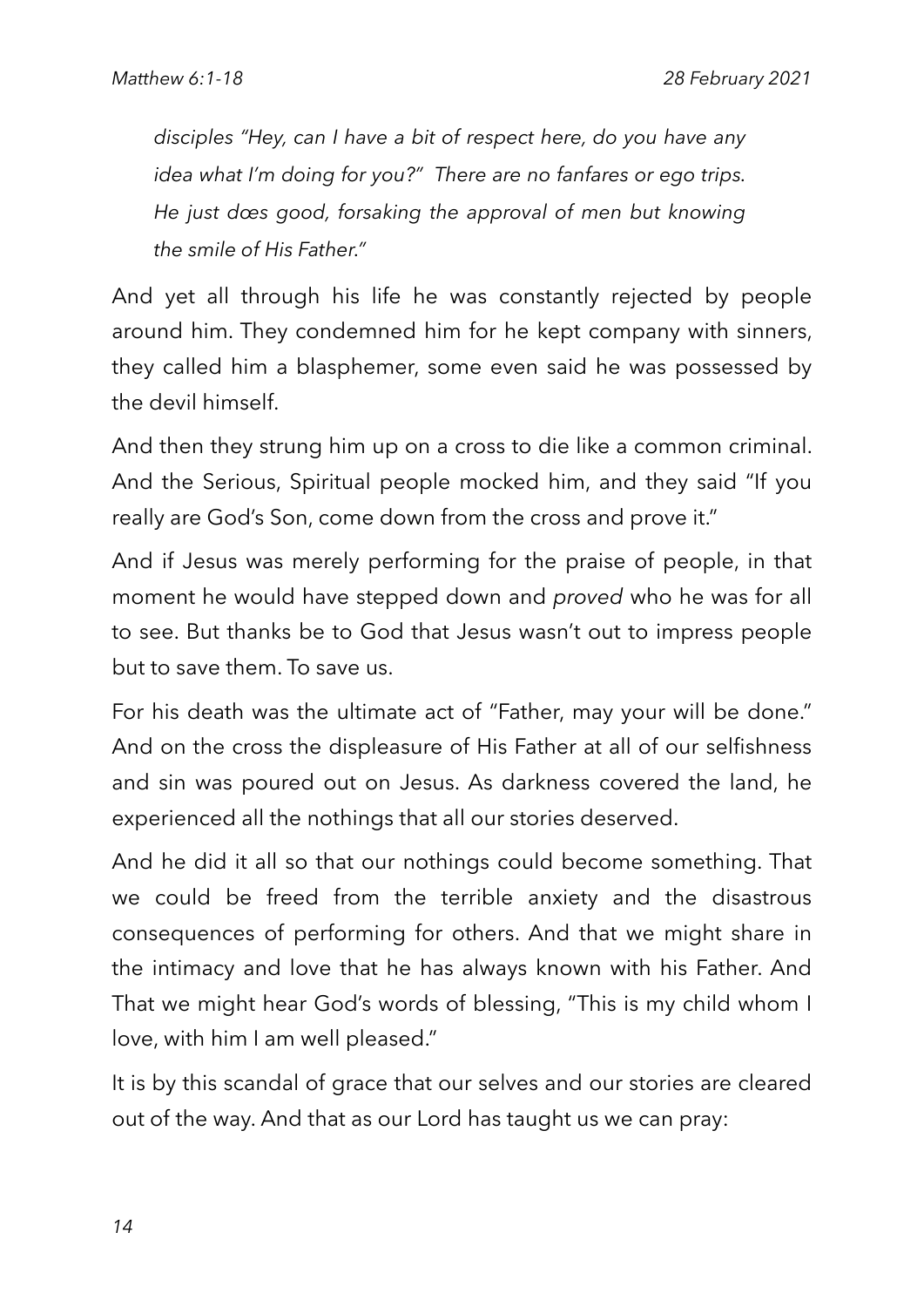*disciples "Hey, can I have a bit of respect here, do you have any idea what I'm doing for you?" There are no fanfares or ego trips. He just dœs good, forsaking the approval of men but knowing the smile of His Father."*

And yet all through his life he was constantly rejected by people around him. They condemned him for he kept company with sinners, they called him a blasphemer, some even said he was possessed by the devil himself.

And then they strung him up on a cross to die like a common criminal. And the Serious, Spiritual people mocked him, and they said "If you really are God's Son, come down from the cross and prove it."

And if Jesus was merely performing for the praise of people, in that moment he would have stepped down and *proved* who he was for all to see. But thanks be to God that Jesus wasn't out to impress people but to save them. To save us.

For his death was the ultimate act of "Father, may your will be done." And on the cross the displeasure of His Father at all of our selfishness and sin was poured out on Jesus. As darkness covered the land, he experienced all the nothings that all our stories deserved.

And he did it all so that our nothings could become something. That we could be freed from the terrible anxiety and the disastrous consequences of performing for others. And that we might share in the intimacy and love that he has always known with his Father. And That we might hear God's words of blessing, "This is my child whom I love, with him I am well pleased."

It is by this scandal of grace that our selves and our stories are cleared out of the way. And that as our Lord has taught us we can pray: